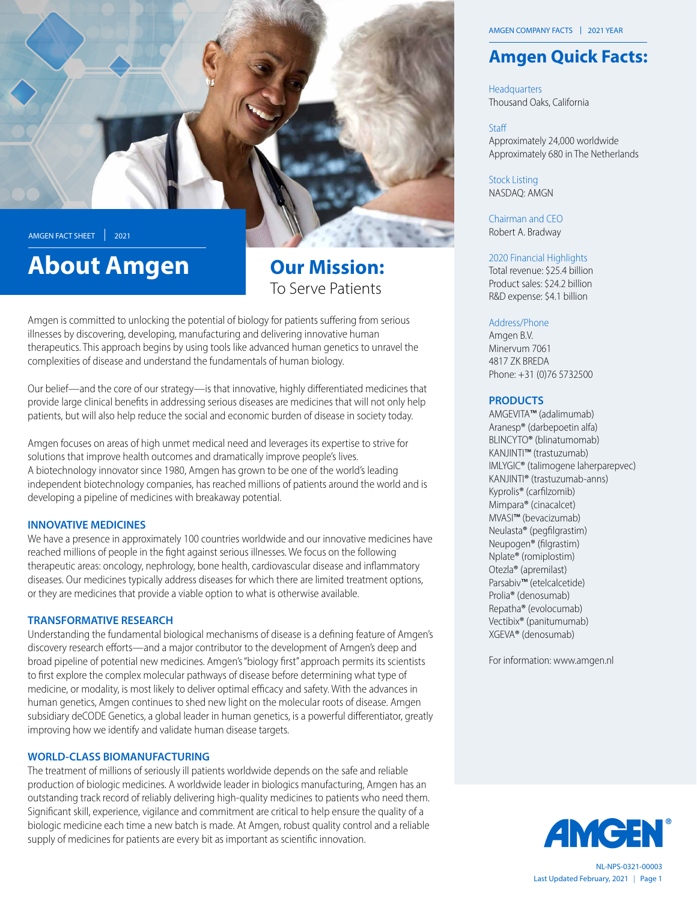AMGEN FACT SHEET | 2021

# About Amgen

## Our Mission:
To Serve Patients

Amgen is committed to unlocking the potential of biology for patients suffering from serious illnesses by discovering, developing, manufacturing and delivering innovative human therapeutics. This approach begins by using tools like advanced human genetics to unravel the complexities of disease and understand the fundamentals of human biology.

Our belief—and the core of our strategy—is that innovative, highly differentiated medicines that provide large clinical benefits in addressing serious diseases are medicines that will not only help patients, but will also help reduce the social and economic burden of disease in society today.

Amgen focuses on areas of high unmet medical need and leverages its expertise to strive for solutions that improve health outcomes and dramatically improve people's lives.
A biotechnology innovator since 1980, Amgen has grown to be one of the world's leading independent biotechnology companies, has reached millions of patients around the world and is developing a pipeline of medicines with breakaway potential.

### INNOVATIVE MEDICINES

We have a presence in approximately 100 countries worldwide and our innovative medicines have reached millions of people in the fight against serious illnesses. We focus on the following therapeutic areas: oncology, nephrology, bone health, cardiovascular disease and inflammatory diseases. Our medicines typically address diseases for which there are limited treatment options, or they are medicines that provide a viable option to what is otherwise available.

### TRANSFORMATIVE RESEARCH

Understanding the fundamental biological mechanisms of disease is a defining feature of Amgen's discovery research efforts—and a major contributor to the development of Amgen's deep and broad pipeline of potential new medicines. Amgen's "biology first" approach permits its scientists to first explore the complex molecular pathways of disease before determining what type of medicine, or modality, is most likely to deliver optimal efficacy and safety. With the advances in human genetics, Amgen continues to shed new light on the molecular roots of disease. Amgen subsidiary deCODE Genetics, a global leader in human genetics, is a powerful differentiator, greatly improving how we identify and validate human disease targets.

### WORLD-CLASS BIOMANUFACTURING

The treatment of millions of seriously ill patients worldwide depends on the safe and reliable production of biologic medicines. A worldwide leader in biologics manufacturing, Amgen has an outstanding track record of reliably delivering high-quality medicines to patients who need them. Significant skill, experience, vigilance and commitment are critical to help ensure the quality of a biologic medicine each time a new batch is made. At Amgen, robust quality control and a reliable supply of medicines for patients are every bit as important as scientific innovation.

AMGEN COMPANY FACTS | 2021 YEAR

## Amgen Quick Facts:

**Headquarters**
Thousand Oaks, California

**Staff**
Approximately 24,000 worldwide
Approximately 680 in The Netherlands

**Stock Listing**
NASDAQ: AMGN

**Chairman and CEO**
Robert A. Bradway

**2020 Financial Highlights**
Total revenue: $25.4 billion
Product sales: $24.2 billion
R&D expense: $4.1 billion

**Address/Phone**
Amgen B.V.
Minervum 7061
4817 ZK BREDA
Phone: +31 (0)76 5732500

### PRODUCTS

- AMGEVITA™ (adalimumab)
- Aranesp® (darbepoetin alfa)
- BLINCYTO® (blinatumomab)
- KANJINTI™ (trastuzumab)
- IMLYGIC® (talimogene laherparepvec)
- KANJINTI® (trastuzumab-anns)
- Kyprolis® (carfilzomib)
- Mimpara® (cinacalcet)
- MVASI™ (bevacizumab)
- Neulasta® (pegfilgrastim)
- Neupogen® (filgrastim)
- Nplate® (romiplostim)
- Otezla® (apremilast)
- Parsabiv™ (etelcalcetide)
- Prolia® (denosumab)
- Repatha® (evolocumab)
- Vectibix® (panitumumab)
- XGEVA® (denosumab)

For information: www.amgen.nl

NL-NPS-0321-00003
Last Updated February, 2021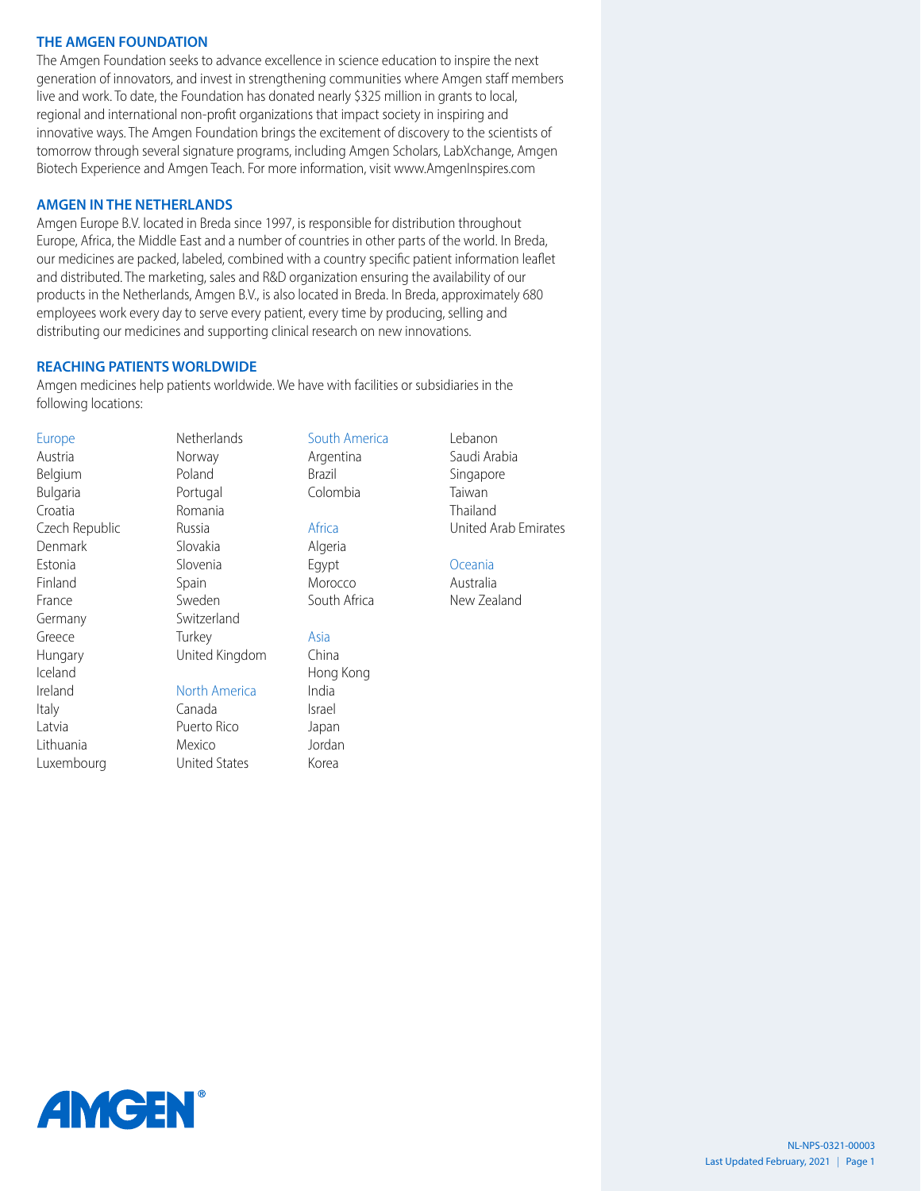## THE AMGEN FOUNDATION

The Amgen Foundation seeks to advance excellence in science education to inspire the next generation of innovators, and invest in strengthening communities where Amgen staff members live and work. To date, the Foundation has donated nearly $325 million in grants to local, regional and international non-profit organizations that impact society in inspiring and innovative ways. The Amgen Foundation brings the excitement of discovery to the scientists of tomorrow through several signature programs, including Amgen Scholars, LabXchange, Amgen Biotech Experience and Amgen Teach. For more information, visit www.AmgenInspires.com

## AMGEN IN THE NETHERLANDS

Amgen Europe B.V. located in Breda since 1997, is responsible for distribution throughout Europe, Africa, the Middle East and a number of countries in other parts of the world. In Breda, our medicines are packed, labeled, combined with a country specific patient information leaflet and distributed. The marketing, sales and R&D organization ensuring the availability of our products in the Netherlands, Amgen B.V., is also located in Breda. In Breda, approximately 680 employees work every day to serve every patient, every time by producing, selling and distributing our medicines and supporting clinical research on new innovations.

## REACHING PATIENTS WORLDWIDE

Amgen medicines help patients worldwide. We have with facilities or subsidiaries in the following locations:

**Europe**
Austria
Belgium
Bulgaria
Croatia
Czech Republic
Denmark
Estonia
Finland
France
Germany
Greece
Hungary
Iceland
Ireland
Italy
Latvia
Lithuania
Luxembourg
Netherlands
Norway
Poland
Portugal
Romania
Russia
Slovakia
Slovenia
Spain
Sweden
Switzerland
Turkey
United Kingdom

**North America**
Canada
Puerto Rico
Mexico
United States

**South America**
Argentina
Brazil
Colombia

**Africa**
Algeria
Egypt
Morocco
South Africa

**Asia**
China
Hong Kong
India
Israel
Japan
Jordan
Korea
Lebanon
Saudi Arabia
Singapore
Taiwan
Thailand
United Arab Emirates

**Oceania**
Australia
New Zealand

AMGEN®

NL-NPS-0321-00003
Last Updated February, 2021